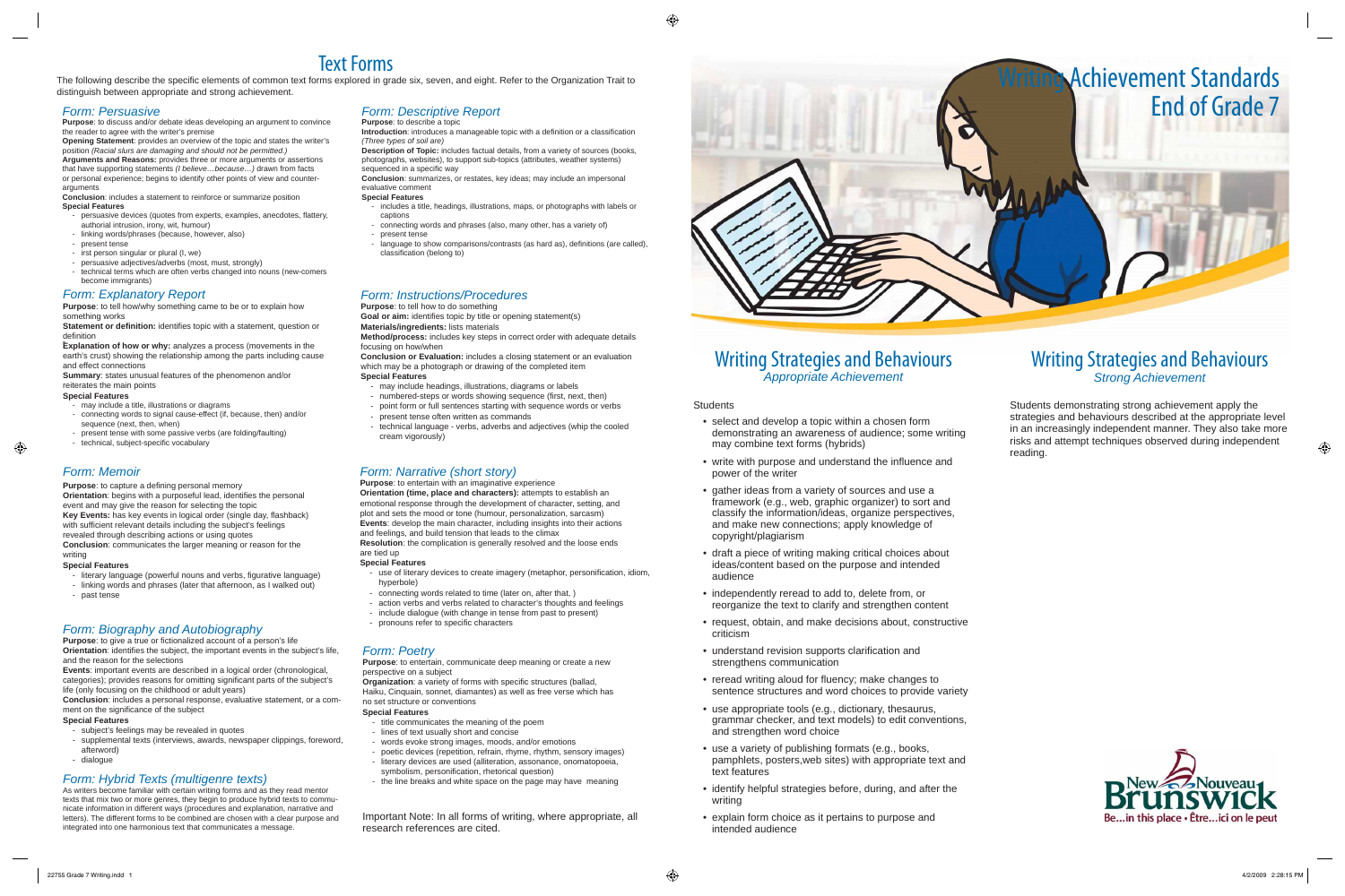# Text Forms

The following describe the specific elements of common text forms explored in grade six, seven, and eight. Refer to the Organization Trait to distinguish between appropriate and strong achievement.

## *Form: Persuasive*

**Purpose**: to discuss and/or debate ideas developing an argument to convince the reader to agree with the writer's premise

**Opening Statement**: provides an overview of the topic and states the writer's position *(Racial slurs are damaging and should not be permitted.)*

**Arguments and Reasons:** provides three or more arguments or assertions that have supporting statements *(I believe…because…)* drawn from facts or personal experience; begins to identify other points of view and counter-arguments

**Conclusion**: includes a statement to reinforce or summarize position

**Special Features**

- persuasive devices (quotes from experts, examples, anecdotes, flattery, authorial intrusion, irony, wit, humour)
- linking words/phrases (because, however, also)
- present tense
- irst person singular or plural (I, we)
- persuasive adjectives/adverbs (most, must, strongly)
- technical terms which are often verbs changed into nouns (new-comers become immigrants)

## *Form: Explanatory Report*

**Purpose**: to tell how/why something came to be or to explain how something works

**Statement or definition:** identifies topic with a statement, question or definition

**Explanation of how or why:** analyzes a process (movements in the earth's crust) showing the relationship among the parts including cause and effect connections

**Summary**: states unusual features of the phenomenon and/or reiterates the main points

**Special Features**

- may include a title, illustrations or diagrams
- connecting words to signal cause-effect (if, because, then) and/or sequence (next, then, when)
- present tense with some passive verbs (are folding/faulting)
- technical, subject-specific vocabulary

## *Form: Memoir*

**Purpose**: to capture a defining personal memory

**Orientation**: begins with a purposeful lead, identifies the personal event and may give the reason for selecting the topic

**Key Events:** has key events in logical order (single day, flashback) with sufficient relevant details including the subject's feelings revealed through describing actions or using quotes

**Conclusion**: communicates the larger meaning or reason for the writing

**Special Features**

- literary language (powerful nouns and verbs, figurative language)
- linking words and phrases (later that afternoon, as I walked out)
- past tense

## *Form: Biography and Autobiography*

**Purpose**: to give a true or fictionalized account of a person's life

**Orientation**: identifies the subject, the important events in the subject's life, and the reason for the selections

**Events**: important events are described in a logical order (chronological, categories); provides reasons for omitting significant parts of the subject's life (only focusing on the childhood or adult years)

**Conclusion**: includes a personal response, evaluative statement, or a comment on the significance of the subject

**Special Features**

- subject's feelings may be revealed in quotes
- supplemental texts (interviews, awards, newspaper clippings, foreword, afterword)
- dialogue

## *Form: Hybrid Texts (multigenre texts)*

As writers become familiar with certain writing forms and as they read mentor texts that mix two or more genres, they begin to produce hybrid texts to communicate information in different ways (procedures and explanation, narrative and letters). The different forms to be combined are chosen with a clear purpose and integrated into one harmonious text that communicates a message.

## *Form: Descriptive Report*

**Purpose**: to describe a topic

**Introduction**: introduces a manageable topic with a definition or a classification *(Three types of soil are)*

**Description of Topic:** includes factual details, from a variety of sources (books, photographs, websites), to support sub-topics (attributes, weather systems) sequenced in a specific way

**Conclusion**: summarizes, or restates, key ideas; may include an impersonal evaluative comment

**Special Features**

- includes a title, headings, illustrations, maps, or photographs with labels or captions
- connecting words and phrases (also, many other, has a variety of)
- present tense
- language to show comparisons/contrasts (as hard as), definitions (are called), classification (belong to)

## *Form: Instructions/Procedures*

**Purpose**: to tell how to do something

**Goal or aim:** identifies topic by title or opening statement(s)

**Materials/ingredients:** lists materials

**Method/process:** includes key steps in correct order with adequate details focusing on how/when

**Conclusion or Evaluation:** includes a closing statement or an evaluation which may be a photograph or drawing of the completed item

**Special Features**

- may include headings, illustrations, diagrams or labels
- numbered-steps or words showing sequence (first, next, then)
- point form or full sentences starting with sequence words or verbs
- present tense often written as commands
- technical language - verbs, adverbs and adjectives (whip the cooled cream vigorously)

## *Form: Narrative (short story)*

**Purpose**: to entertain with an imaginative experience

**Orientation (time, place and characters):** attempts to establish an emotional response through the development of character, setting, and plot and sets the mood or tone (humour, personalization, sarcasm)

**Events**: develop the main character, including insights into their actions and feelings, and build tension that leads to the climax

**Resolution**: the complication is generally resolved and the loose ends are tied up

**Special Features**

- use of literary devices to create imagery (metaphor, personification, idiom, hyperbole)
- connecting words related to time (later on, after that, )
- action verbs and verbs related to character's thoughts and feelings
- include dialogue (with change in tense from past to present)
- pronouns refer to specific characters

## *Form: Poetry*

**Purpose**: to entertain, communicate deep meaning or create a new perspective on a subject

**Organization**: a variety of forms with specific structures (ballad, Haiku, Cinquain, sonnet, diamantes) as well as free verse which has no set structure or conventions

**Special Features**

- title communicates the meaning of the poem
- lines of text usually short and concise
- words evoke strong images, moods, and/or emotions
- poetic devices (repetition, refrain, rhyme, rhythm, sensory images)
- literary devices are used (alliteration, assonance, onomatopoeia, symbolism, personification, rhetorical question)
- the line breaks and white space on the page may have meaning

Important Note: In all forms of writing, where appropriate, all research references are cited.

# Writing Achievement Standards End of Grade 7

## Writing Strategies and Behaviours
*Appropriate Achievement*

Students

- select and develop a topic within a chosen form demonstrating an awareness of audience; some writing may combine text forms (hybrids)
- write with purpose and understand the influence and power of the writer
- gather ideas from a variety of sources and use a framework (e.g., web, graphic organizer) to sort and classify the information/ideas, organize perspectives, and make new connections; apply knowledge of copyright/plagiarism
- draft a piece of writing making critical choices about ideas/content based on the purpose and intended audience
- independently reread to add to, delete from, or reorganize the text to clarify and strengthen content
- request, obtain, and make decisions about, constructive criticism
- understand revision supports clarification and strengthens communication
- reread writing aloud for fluency; make changes to sentence structures and word choices to provide variety
- use appropriate tools (e.g., dictionary, thesaurus, grammar checker, and text models) to edit conventions, and strengthen word choice
- use a variety of publishing formats (e.g., books, pamphlets, posters,web sites) with appropriate text and text features
- identify helpful strategies before, during, and after the writing
- explain form choice as it pertains to purpose and intended audience

## Writing Strategies and Behaviours
*Strong Achievement*

Students demonstrating strong achievement apply the strategies and behaviours described at the appropriate level in an increasingly independent manner. They also take more risks and attempt techniques observed during independent reading.

New Nouveau Brunswick
Be...in this place • Être...ici on le peut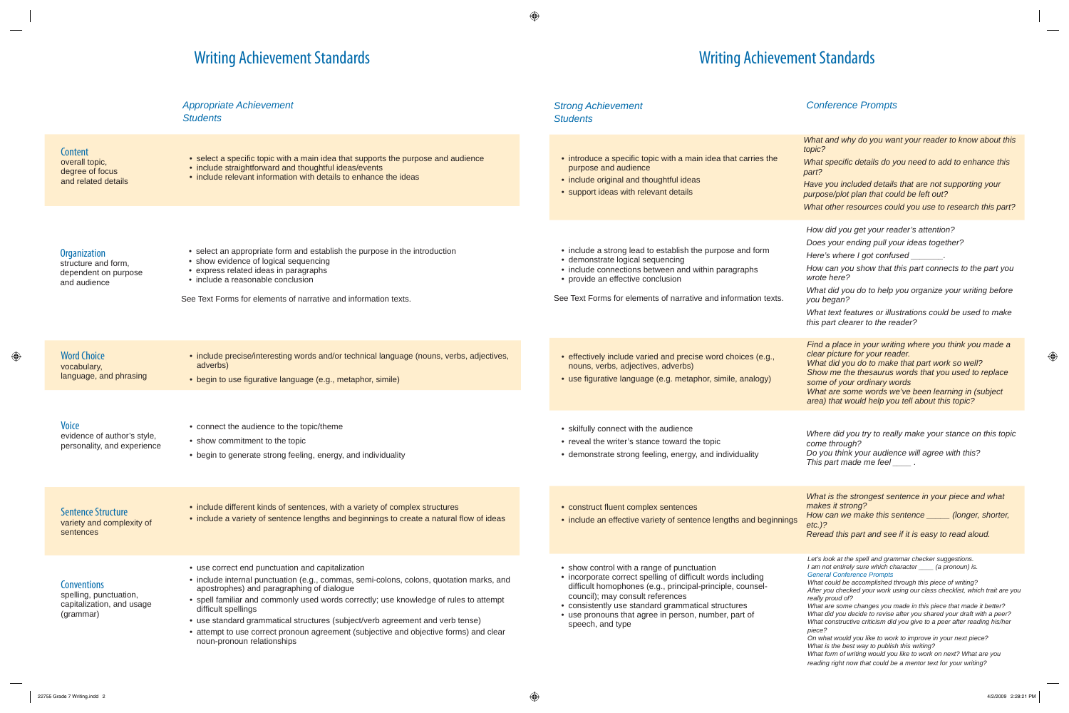# Writing Achievement Standards

| | Appropriate Achievement Students | Strong Achievement Students | Conference Prompts |
|---|---|---|---|
| **Content**<br>overall topic, degree of focus and related details | • select a specific topic with a main idea that supports the purpose and audience<br>• include straightforward and thoughtful ideas/events<br>• include relevant information with details to enhance the ideas | • introduce a specific topic with a main idea that carries the purpose and audience<br>• include original and thoughtful ideas<br>• support ideas with relevant details | *What and why do you want your reader to know about this topic?*<br>*What specific details do you need to add to enhance this part?*<br>*Have you included details that are not supporting your purpose/plot plan that could be left out?*<br>*What other resources could you use to research this part?* |
| **Organization**<br>structure and form, dependent on purpose and audience | • select an appropriate form and establish the purpose in the introduction<br>• show evidence of logical sequencing<br>• express related ideas in paragraphs<br>• include a reasonable conclusion<br><br>See Text Forms for elements of narrative and information texts. | • include a strong lead to establish the purpose and form<br>• demonstrate logical sequencing<br>• include connections between and within paragraphs<br>• provide an effective conclusion<br><br>See Text Forms for elements of narrative and information texts. | *How did you get your reader's attention?*<br>*Does your ending pull your ideas together?*<br>*Here's where I got confused _______.*<br>*How can you show that this part connects to the part you wrote here?*<br>*What did you do to help you organize your writing before you began?*<br>*What text features or illustrations could be used to make this part clearer to the reader?* |
| **Word Choice**<br>vocabulary, language, and phrasing | • include precise/interesting words and/or technical language (nouns, verbs, adjectives, adverbs)<br>• begin to use figurative language (e.g., metaphor, simile) | • effectively include varied and precise word choices (e.g., nouns, verbs, adjectives, adverbs)<br>• use figurative language (e.g. metaphor, simile, analogy) | *Find a place in your writing where you think you made a clear picture for your reader.*<br>*What did you do to make that part work so well?*<br>*Show me the thesaurus words that you used to replace some of your ordinary words*<br>*What are some words we've been learning in (subject area) that would help you tell about this topic?* |
| **Voice**<br>evidence of author's style, personality, and experience | • connect the audience to the topic/theme<br>• show commitment to the topic<br>• begin to generate strong feeling, energy, and individuality | • skilfully connect with the audience<br>• reveal the writer's stance toward the topic<br>• demonstrate strong feeling, energy, and individuality | *Where did you try to really make your stance on this topic come through?*<br>*Do you think your audience will agree with this?*<br>*This part made me feel ____ .* |
| **Sentence Structure**<br>variety and complexity of sentences | • include different kinds of sentences, with a variety of complex structures<br>• include a variety of sentence lengths and beginnings to create a natural flow of ideas | • construct fluent complex sentences<br>• include an effective variety of sentence lengths and beginnings | *What is the strongest sentence in your piece and what makes it strong?*<br>*How can we make this sentence _____ (longer, shorter, etc.)?*<br>*Reread this part and see if it is easy to read aloud.* |
| **Conventions**<br>spelling, punctuation, capitalization, and usage (grammar) | • use correct end punctuation and capitalization<br>• include internal punctuation (e.g., commas, semi-colons, colons, quotation marks, and apostrophes) and paragraphing of dialogue<br>• spell familiar and commonly used words correctly; use knowledge of rules to attempt difficult spellings<br>• use standard grammatical structures (subject/verb agreement and verb tense)<br>• attempt to use correct pronoun agreement (subjective and objective forms) and clear noun-pronoun relationships | • show control with a range of punctuation<br>• incorporate correct spelling of difficult words including difficult homophones (e.g., principal-principle, counsel-council); may consult references<br>• consistently use standard grammatical structures<br>• use pronouns that agree in person, number, part of speech, and type | *Let's look at the spell and grammar checker suggestions.*<br>*I am not entirely sure which character ____ (a pronoun) is.*<br>*General Conference Prompts*<br>*What could be accomplished through this piece of writing?*<br>*After you checked your work using our class checklist, which trait are you really proud of?*<br>*What are some changes you made in this piece that made it better?*<br>*What did you decide to revise after you shared your draft with a peer?*<br>*What constructive criticism did you give to a peer after reading his/her piece?*<br>*On what would you like to work to improve in your next piece?*<br>*What is the best way to publish this writing?*<br>*What form of writing would you like to work on next? What are you reading right now that could be a mentor text for your writing?* |